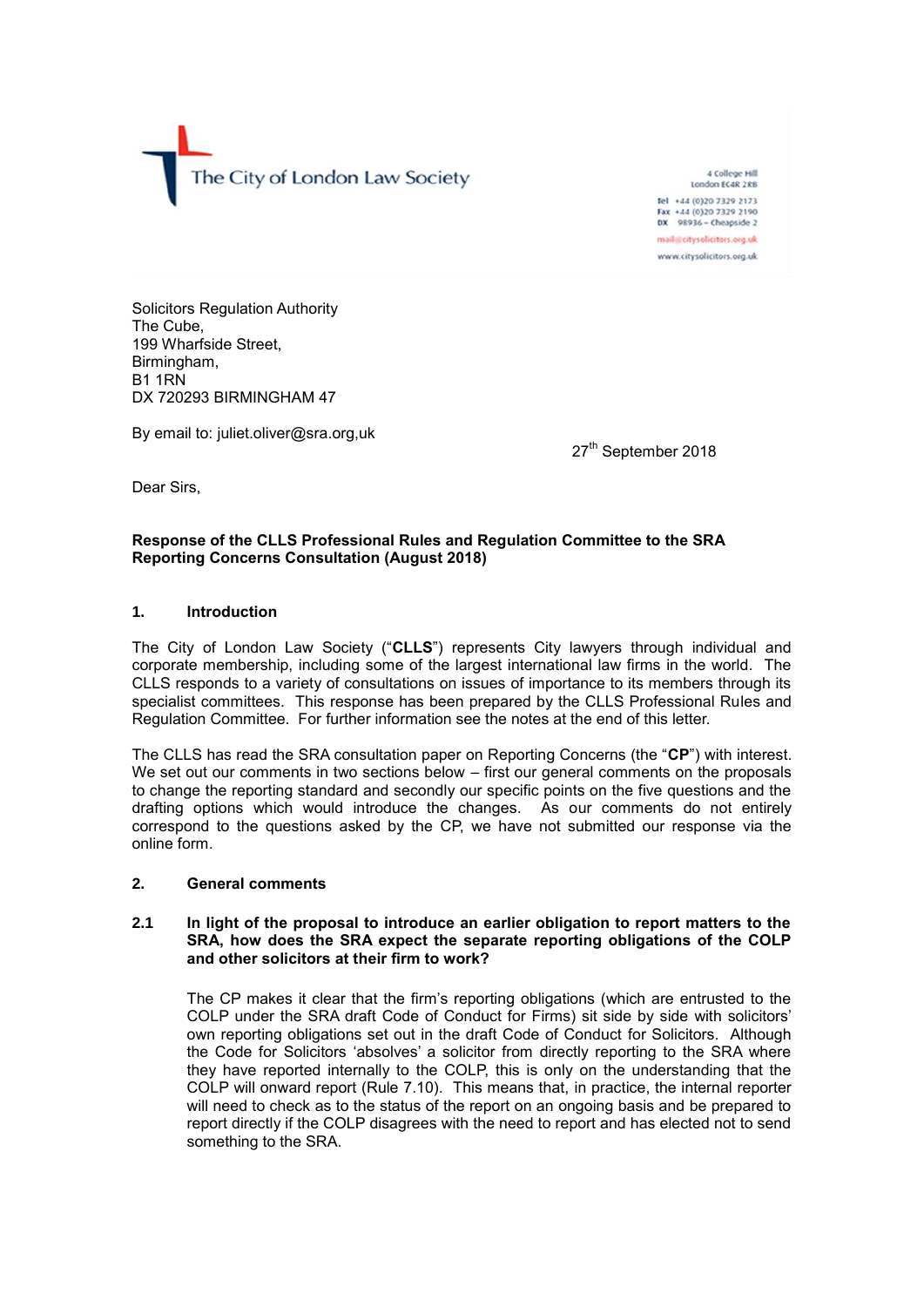The City of London Law Society

4 College Hill
London EC4R 2RB

Tel +44 (0)20 7329 2173
Fax +44 (0)20 7329 2190
DX 98936 – Cheapside 2

mail@citysolicitors.org.uk

www.citysolicitors.org.uk

Solicitors Regulation Authority
The Cube,
199 Wharfside Street,
Birmingham,
B1 1RN
DX 720293 BIRMINGHAM 47

By email to: juliet.oliver@sra.org,uk

27th September 2018

Dear Sirs,

**Response of the CLLS Professional Rules and Regulation Committee to the SRA Reporting Concerns Consultation (August 2018)**

## 1. Introduction

The City of London Law Society ("**CLLS**") represents City lawyers through individual and corporate membership, including some of the largest international law firms in the world. The CLLS responds to a variety of consultations on issues of importance to its members through its specialist committees. This response has been prepared by the CLLS Professional Rules and Regulation Committee. For further information see the notes at the end of this letter.

The CLLS has read the SRA consultation paper on Reporting Concerns (the "**CP**") with interest. We set out our comments in two sections below – first our general comments on the proposals to change the reporting standard and secondly our specific points on the five questions and the drafting options which would introduce the changes. As our comments do not entirely correspond to the questions asked by the CP, we have not submitted our response via the online form.

## 2. General comments

### 2.1 In light of the proposal to introduce an earlier obligation to report matters to the SRA, how does the SRA expect the separate reporting obligations of the COLP and other solicitors at their firm to work?

The CP makes it clear that the firm's reporting obligations (which are entrusted to the COLP under the SRA draft Code of Conduct for Firms) sit side by side with solicitors' own reporting obligations set out in the draft Code of Conduct for Solicitors. Although the Code for Solicitors 'absolves' a solicitor from directly reporting to the SRA where they have reported internally to the COLP, this is only on the understanding that the COLP will onward report (Rule 7.10). This means that, in practice, the internal reporter will need to check as to the status of the report on an ongoing basis and be prepared to report directly if the COLP disagrees with the need to report and has elected not to send something to the SRA.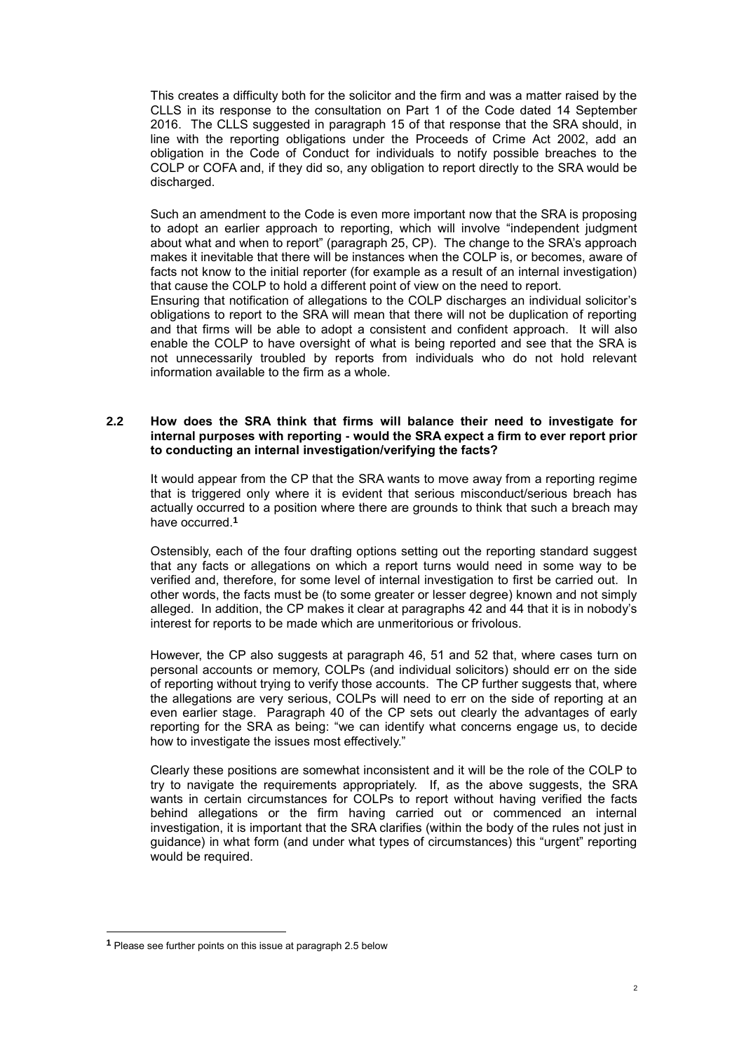This creates a difficulty both for the solicitor and the firm and was a matter raised by the CLLS in its response to the consultation on Part 1 of the Code dated 14 September 2016. The CLLS suggested in paragraph 15 of that response that the SRA should, in line with the reporting obligations under the Proceeds of Crime Act 2002, add an obligation in the Code of Conduct for individuals to notify possible breaches to the COLP or COFA and, if they did so, any obligation to report directly to the SRA would be discharged.

Such an amendment to the Code is even more important now that the SRA is proposing to adopt an earlier approach to reporting, which will involve "independent judgment about what and when to report" (paragraph 25, CP). The change to the SRA's approach makes it inevitable that there will be instances when the COLP is, or becomes, aware of facts not know to the initial reporter (for example as a result of an internal investigation) that cause the COLP to hold a different point of view on the need to report.

Ensuring that notification of allegations to the COLP discharges an individual solicitor's obligations to report to the SRA will mean that there will not be duplication of reporting and that firms will be able to adopt a consistent and confident approach. It will also enable the COLP to have oversight of what is being reported and see that the SRA is not unnecessarily troubled by reports from individuals who do not hold relevant information available to the firm as a whole.

**2.2 How does the SRA think that firms will balance their need to investigate for internal purposes with reporting - would the SRA expect a firm to ever report prior to conducting an internal investigation/verifying the facts?**

It would appear from the CP that the SRA wants to move away from a reporting regime that is triggered only where it is evident that serious misconduct/serious breach has actually occurred to a position where there are grounds to think that such a breach may have occurred.[1]

Ostensibly, each of the four drafting options setting out the reporting standard suggest that any facts or allegations on which a report turns would need in some way to be verified and, therefore, for some level of internal investigation to first be carried out. In other words, the facts must be (to some greater or lesser degree) known and not simply alleged. In addition, the CP makes it clear at paragraphs 42 and 44 that it is in nobody's interest for reports to be made which are unmeritorious or frivolous.

However, the CP also suggests at paragraph 46, 51 and 52 that, where cases turn on personal accounts or memory, COLPs (and individual solicitors) should err on the side of reporting without trying to verify those accounts. The CP further suggests that, where the allegations are very serious, COLPs will need to err on the side of reporting at an even earlier stage. Paragraph 40 of the CP sets out clearly the advantages of early reporting for the SRA as being: "we can identify what concerns engage us, to decide how to investigate the issues most effectively."

Clearly these positions are somewhat inconsistent and it will be the role of the COLP to try to navigate the requirements appropriately. If, as the above suggests, the SRA wants in certain circumstances for COLPs to report without having verified the facts behind allegations or the firm having carried out or commenced an internal investigation, it is important that the SRA clarifies (within the body of the rules not just in guidance) in what form (and under what types of circumstances) this "urgent" reporting would be required.

---

[1] Please see further points on this issue at paragraph 2.5 below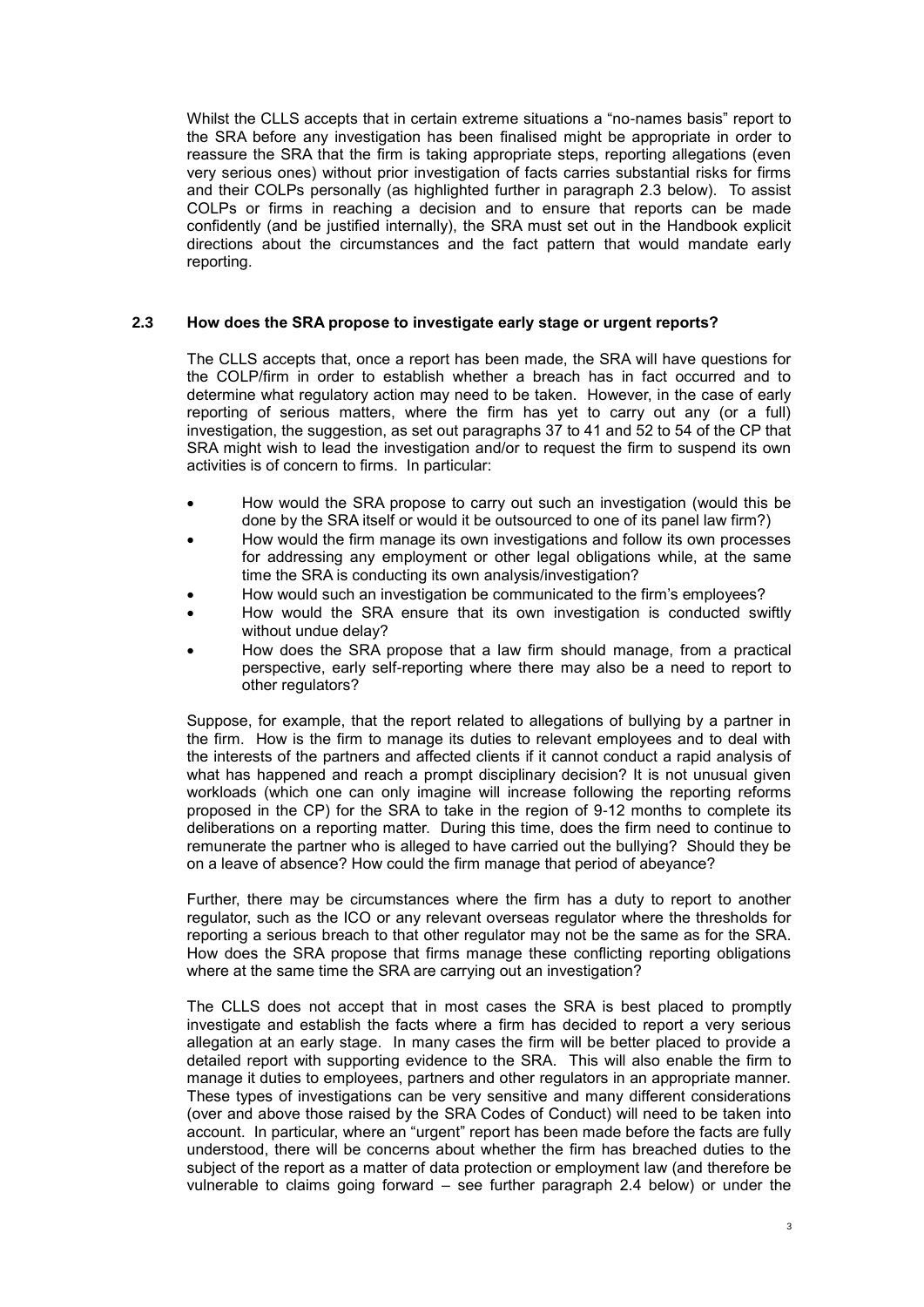Whilst the CLLS accepts that in certain extreme situations a "no-names basis" report to the SRA before any investigation has been finalised might be appropriate in order to reassure the SRA that the firm is taking appropriate steps, reporting allegations (even very serious ones) without prior investigation of facts carries substantial risks for firms and their COLPs personally (as highlighted further in paragraph 2.3 below). To assist COLPs or firms in reaching a decision and to ensure that reports can be made confidently (and be justified internally), the SRA must set out in the Handbook explicit directions about the circumstances and the fact pattern that would mandate early reporting.

### 2.3 How does the SRA propose to investigate early stage or urgent reports?

The CLLS accepts that, once a report has been made, the SRA will have questions for the COLP/firm in order to establish whether a breach has in fact occurred and to determine what regulatory action may need to be taken. However, in the case of early reporting of serious matters, where the firm has yet to carry out any (or a full) investigation, the suggestion, as set out paragraphs 37 to 41 and 52 to 54 of the CP that SRA might wish to lead the investigation and/or to request the firm to suspend its own activities is of concern to firms. In particular:

- How would the SRA propose to carry out such an investigation (would this be done by the SRA itself or would it be outsourced to one of its panel law firm?)
- How would the firm manage its own investigations and follow its own processes for addressing any employment or other legal obligations while, at the same time the SRA is conducting its own analysis/investigation?
- How would such an investigation be communicated to the firm's employees?
- How would the SRA ensure that its own investigation is conducted swiftly without undue delay?
- How does the SRA propose that a law firm should manage, from a practical perspective, early self-reporting where there may also be a need to report to other regulators?

Suppose, for example, that the report related to allegations of bullying by a partner in the firm. How is the firm to manage its duties to relevant employees and to deal with the interests of the partners and affected clients if it cannot conduct a rapid analysis of what has happened and reach a prompt disciplinary decision? It is not unusual given workloads (which one can only imagine will increase following the reporting reforms proposed in the CP) for the SRA to take in the region of 9-12 months to complete its deliberations on a reporting matter. During this time, does the firm need to continue to remunerate the partner who is alleged to have carried out the bullying? Should they be on a leave of absence? How could the firm manage that period of abeyance?

Further, there may be circumstances where the firm has a duty to report to another regulator, such as the ICO or any relevant overseas regulator where the thresholds for reporting a serious breach to that other regulator may not be the same as for the SRA. How does the SRA propose that firms manage these conflicting reporting obligations where at the same time the SRA are carrying out an investigation?

The CLLS does not accept that in most cases the SRA is best placed to promptly investigate and establish the facts where a firm has decided to report a very serious allegation at an early stage. In many cases the firm will be better placed to provide a detailed report with supporting evidence to the SRA. This will also enable the firm to manage it duties to employees, partners and other regulators in an appropriate manner. These types of investigations can be very sensitive and many different considerations (over and above those raised by the SRA Codes of Conduct) will need to be taken into account. In particular, where an "urgent" report has been made before the facts are fully understood, there will be concerns about whether the firm has breached duties to the subject of the report as a matter of data protection or employment law (and therefore be vulnerable to claims going forward – see further paragraph 2.4 below) or under the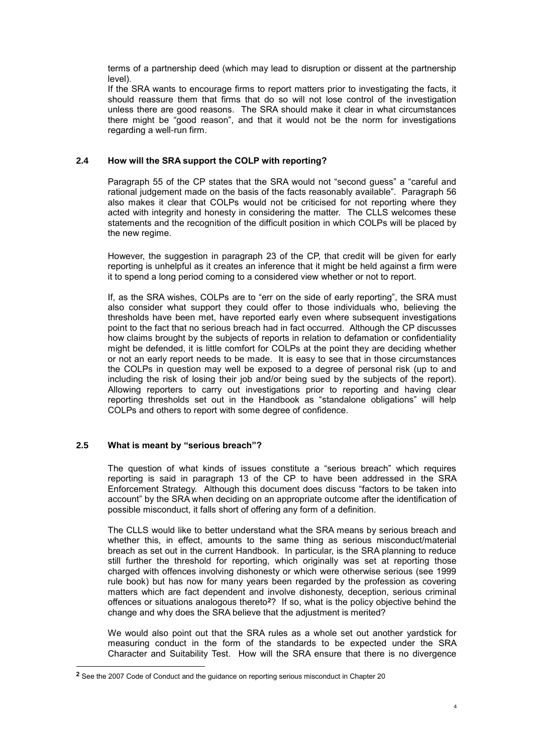terms of a partnership deed (which may lead to disruption or dissent at the partnership level).

If the SRA wants to encourage firms to report matters prior to investigating the facts, it should reassure them that firms that do so will not lose control of the investigation unless there are good reasons. The SRA should make it clear in what circumstances there might be "good reason", and that it would not be the norm for investigations regarding a well-run firm.

### 2.4 How will the SRA support the COLP with reporting?

Paragraph 55 of the CP states that the SRA would not "second guess" a "careful and rational judgement made on the basis of the facts reasonably available". Paragraph 56 also makes it clear that COLPs would not be criticised for not reporting where they acted with integrity and honesty in considering the matter. The CLLS welcomes these statements and the recognition of the difficult position in which COLPs will be placed by the new regime.

However, the suggestion in paragraph 23 of the CP, that credit will be given for early reporting is unhelpful as it creates an inference that it might be held against a firm were it to spend a long period coming to a considered view whether or not to report.

If, as the SRA wishes, COLPs are to "err on the side of early reporting", the SRA must also consider what support they could offer to those individuals who, believing the thresholds have been met, have reported early even where subsequent investigations point to the fact that no serious breach had in fact occurred. Although the CP discusses how claims brought by the subjects of reports in relation to defamation or confidentiality might be defended, it is little comfort for COLPs at the point they are deciding whether or not an early report needs to be made. It is easy to see that in those circumstances the COLPs in question may well be exposed to a degree of personal risk (up to and including the risk of losing their job and/or being sued by the subjects of the report). Allowing reporters to carry out investigations prior to reporting and having clear reporting thresholds set out in the Handbook as "standalone obligations" will help COLPs and others to report with some degree of confidence.

### 2.5 What is meant by "serious breach"?

The question of what kinds of issues constitute a "serious breach" which requires reporting is said in paragraph 13 of the CP to have been addressed in the SRA Enforcement Strategy. Although this document does discuss "factors to be taken into account" by the SRA when deciding on an appropriate outcome after the identification of possible misconduct, it falls short of offering any form of a definition.

The CLLS would like to better understand what the SRA means by serious breach and whether this, in effect, amounts to the same thing as serious misconduct/material breach as set out in the current Handbook. In particular, is the SRA planning to reduce still further the threshold for reporting, which originally was set at reporting those charged with offences involving dishonesty or which were otherwise serious (see 1999 rule book) but has now for many years been regarded by the profession as covering matters which are fact dependent and involve dishonesty, deception, serious criminal offences or situations analogous thereto[2]? If so, what is the policy objective behind the change and why does the SRA believe that the adjustment is merited?

We would also point out that the SRA rules as a whole set out another yardstick for measuring conduct in the form of the standards to be expected under the SRA Character and Suitability Test. How will the SRA ensure that there is no divergence

---

[2] See the 2007 Code of Conduct and the guidance on reporting serious misconduct in Chapter 20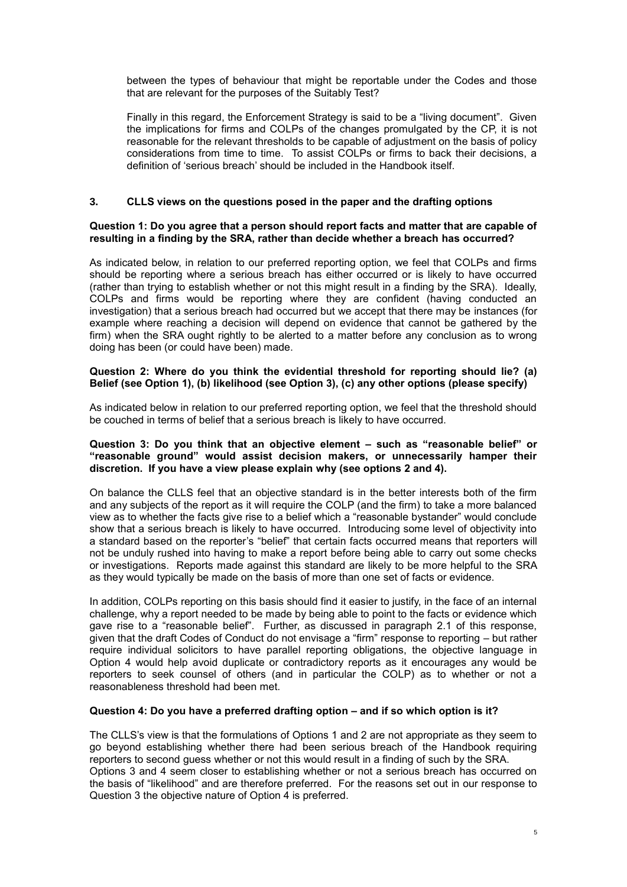between the types of behaviour that might be reportable under the Codes and those that are relevant for the purposes of the Suitably Test?

Finally in this regard, the Enforcement Strategy is said to be a "living document". Given the implications for firms and COLPs of the changes promulgated by the CP, it is not reasonable for the relevant thresholds to be capable of adjustment on the basis of policy considerations from time to time. To assist COLPs or firms to back their decisions, a definition of 'serious breach' should be included in the Handbook itself.

## 3. CLLS views on the questions posed in the paper and the drafting options

**Question 1: Do you agree that a person should report facts and matter that are capable of resulting in a finding by the SRA, rather than decide whether a breach has occurred?**

As indicated below, in relation to our preferred reporting option, we feel that COLPs and firms should be reporting where a serious breach has either occurred or is likely to have occurred (rather than trying to establish whether or not this might result in a finding by the SRA). Ideally, COLPs and firms would be reporting where they are confident (having conducted an investigation) that a serious breach had occurred but we accept that there may be instances (for example where reaching a decision will depend on evidence that cannot be gathered by the firm) when the SRA ought rightly to be alerted to a matter before any conclusion as to wrong doing has been (or could have been) made.

**Question 2: Where do you think the evidential threshold for reporting should lie? (a) Belief (see Option 1), (b) likelihood (see Option 3), (c) any other options (please specify)**

As indicated below in relation to our preferred reporting option, we feel that the threshold should be couched in terms of belief that a serious breach is likely to have occurred.

**Question 3: Do you think that an objective element – such as "reasonable belief" or "reasonable ground" would assist decision makers, or unnecessarily hamper their discretion. If you have a view please explain why (see options 2 and 4).**

On balance the CLLS feel that an objective standard is in the better interests both of the firm and any subjects of the report as it will require the COLP (and the firm) to take a more balanced view as to whether the facts give rise to a belief which a "reasonable bystander" would conclude show that a serious breach is likely to have occurred. Introducing some level of objectivity into a standard based on the reporter's "belief" that certain facts occurred means that reporters will not be unduly rushed into having to make a report before being able to carry out some checks or investigations. Reports made against this standard are likely to be more helpful to the SRA as they would typically be made on the basis of more than one set of facts or evidence.

In addition, COLPs reporting on this basis should find it easier to justify, in the face of an internal challenge, why a report needed to be made by being able to point to the facts or evidence which gave rise to a "reasonable belief". Further, as discussed in paragraph 2.1 of this response, given that the draft Codes of Conduct do not envisage a "firm" response to reporting – but rather require individual solicitors to have parallel reporting obligations, the objective language in Option 4 would help avoid duplicate or contradictory reports as it encourages any would be reporters to seek counsel of others (and in particular the COLP) as to whether or not a reasonableness threshold had been met.

**Question 4: Do you have a preferred drafting option – and if so which option is it?**

The CLLS's view is that the formulations of Options 1 and 2 are not appropriate as they seem to go beyond establishing whether there had been serious breach of the Handbook requiring reporters to second guess whether or not this would result in a finding of such by the SRA.
Options 3 and 4 seem closer to establishing whether or not a serious breach has occurred on the basis of "likelihood" and are therefore preferred. For the reasons set out in our response to Question 3 the objective nature of Option 4 is preferred.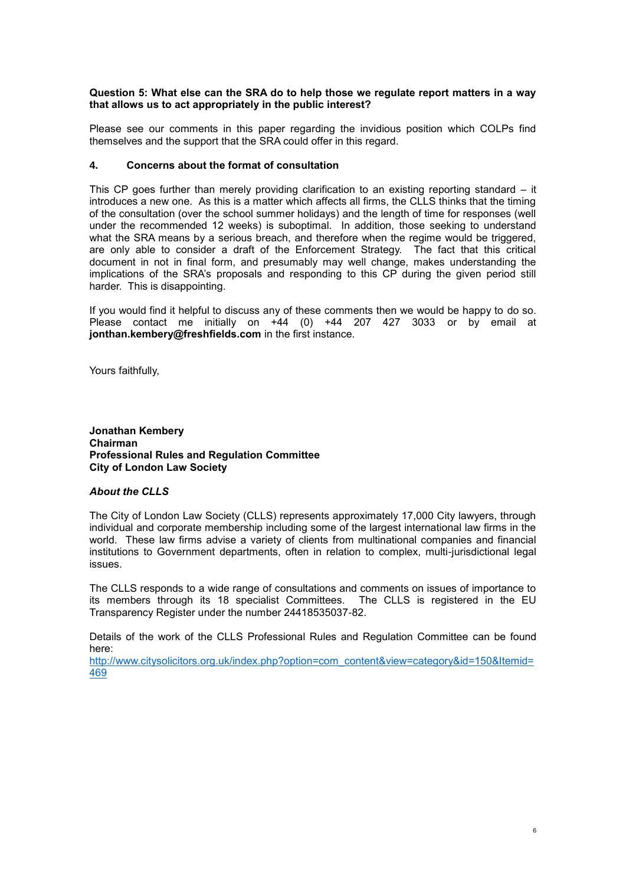**Question 5: What else can the SRA do to help those we regulate report matters in a way that allows us to act appropriately in the public interest?**

Please see our comments in this paper regarding the invidious position which COLPs find themselves and the support that the SRA could offer in this regard.

## 4. Concerns about the format of consultation

This CP goes further than merely providing clarification to an existing reporting standard – it introduces a new one. As this is a matter which affects all firms, the CLLS thinks that the timing of the consultation (over the school summer holidays) and the length of time for responses (well under the recommended 12 weeks) is suboptimal. In addition, those seeking to understand what the SRA means by a serious breach, and therefore when the regime would be triggered, are only able to consider a draft of the Enforcement Strategy. The fact that this critical document in not in final form, and presumably may well change, makes understanding the implications of the SRA's proposals and responding to this CP during the given period still harder. This is disappointing.

If you would find it helpful to discuss any of these comments then we would be happy to do so. Please contact me initially on +44 (0) +44 207 427 3033 or by email at **jonthan.kembery@freshfields.com** in the first instance.

Yours faithfully,

**Jonathan Kembery**
**Chairman**
**Professional Rules and Regulation Committee**
**City of London Law Society**

***About the CLLS***

The City of London Law Society (CLLS) represents approximately 17,000 City lawyers, through individual and corporate membership including some of the largest international law firms in the world. These law firms advise a variety of clients from multinational companies and financial institutions to Government departments, often in relation to complex, multi-jurisdictional legal issues.

The CLLS responds to a wide range of consultations and comments on issues of importance to its members through its 18 specialist Committees. The CLLS is registered in the EU Transparency Register under the number 24418535037-82.

Details of the work of the CLLS Professional Rules and Regulation Committee can be found here:
http://www.citysolicitors.org.uk/index.php?option=com_content&view=category&id=150&Itemid=469